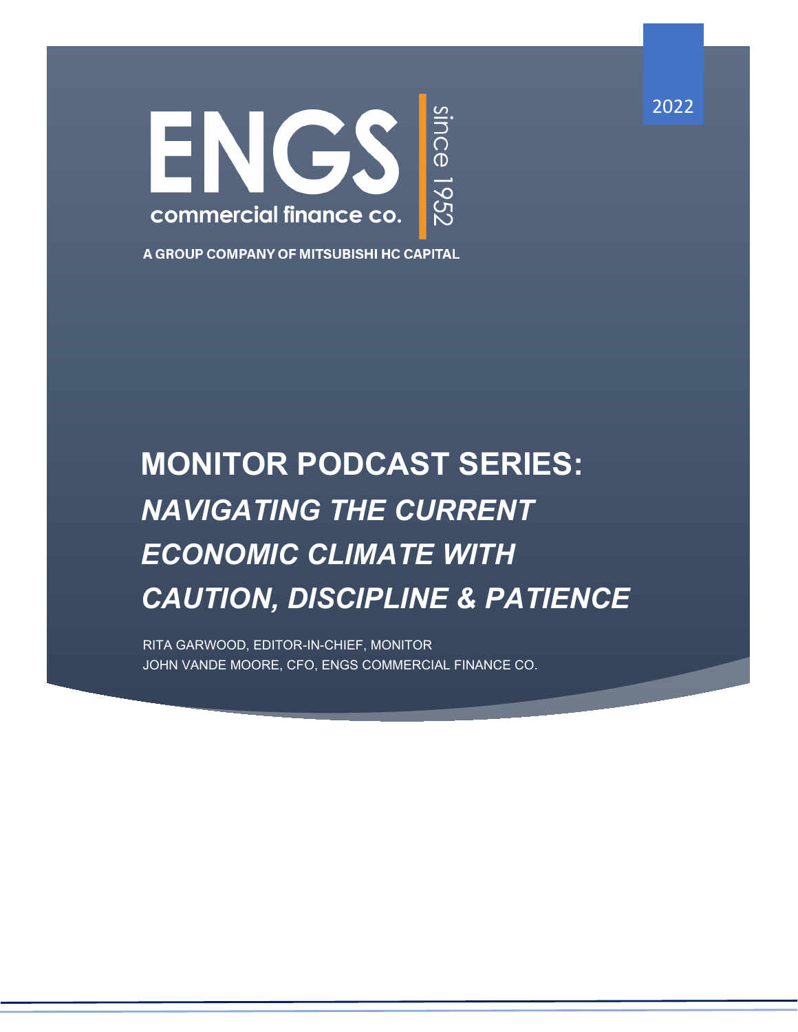2022

ENGS commercial finance co. since 1952

A GROUP COMPANY OF MITSUBISHI HC CAPITAL

# MONITOR PODCAST SERIES: *NAVIGATING THE CURRENT ECONOMIC CLIMATE WITH CAUTION, DISCIPLINE & PATIENCE*

RITA GARWOOD, EDITOR-IN-CHIEF, MONITOR
JOHN VANDE MOORE, CFO, ENGS COMMERCIAL FINANCE CO.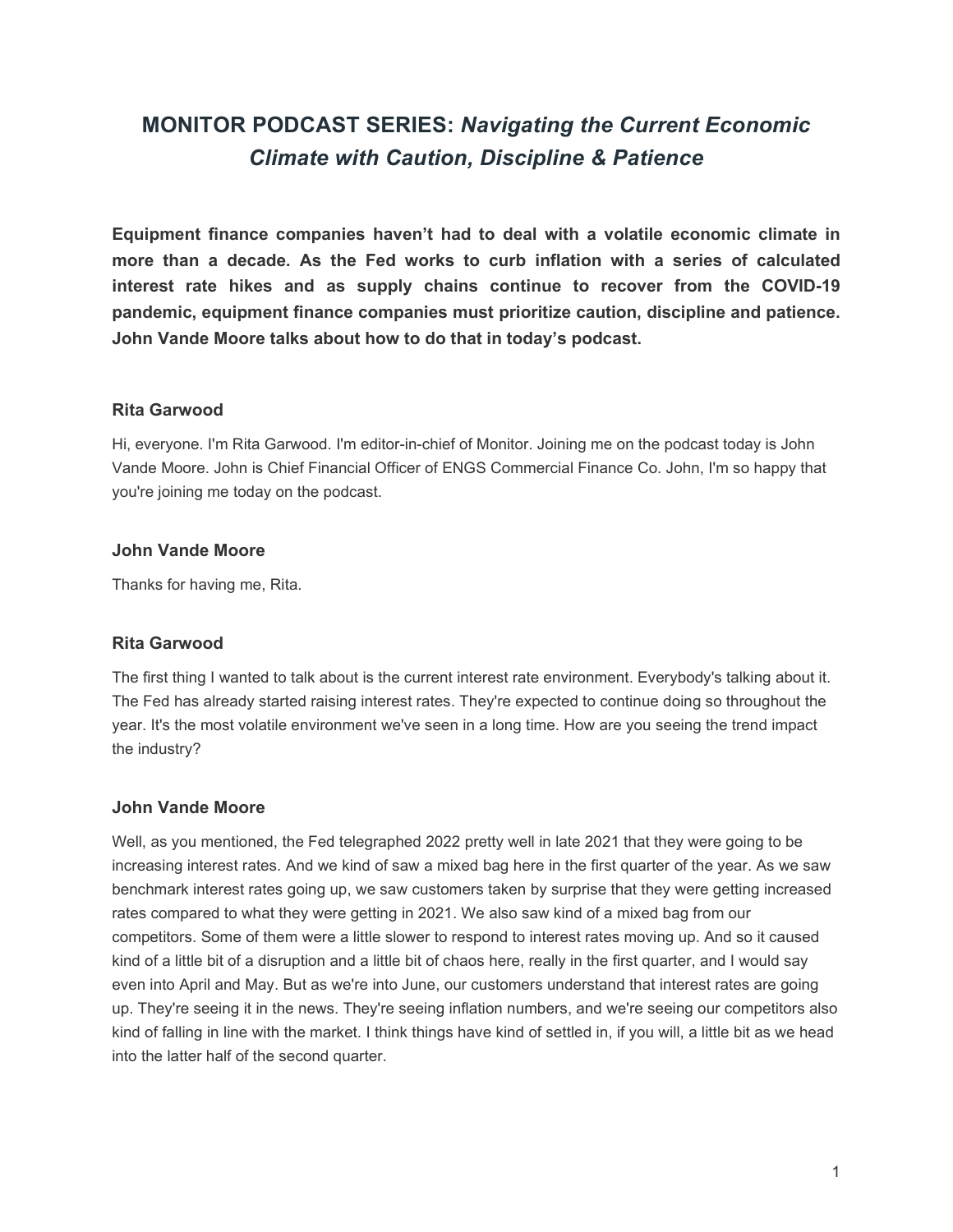# MONITOR PODCAST SERIES: *Navigating the Current Economic Climate with Caution, Discipline & Patience*

**Equipment finance companies haven't had to deal with a volatile economic climate in more than a decade. As the Fed works to curb inflation with a series of calculated interest rate hikes and as supply chains continue to recover from the COVID-19 pandemic, equipment finance companies must prioritize caution, discipline and patience. John Vande Moore talks about how to do that in today's podcast.**

**Rita Garwood**

Hi, everyone. I'm Rita Garwood. I'm editor-in-chief of Monitor. Joining me on the podcast today is John Vande Moore. John is Chief Financial Officer of ENGS Commercial Finance Co. John, I'm so happy that you're joining me today on the podcast.

**John Vande Moore**

Thanks for having me, Rita.

**Rita Garwood**

The first thing I wanted to talk about is the current interest rate environment. Everybody's talking about it. The Fed has already started raising interest rates. They're expected to continue doing so throughout the year. It's the most volatile environment we've seen in a long time. How are you seeing the trend impact the industry?

**John Vande Moore**

Well, as you mentioned, the Fed telegraphed 2022 pretty well in late 2021 that they were going to be increasing interest rates. And we kind of saw a mixed bag here in the first quarter of the year. As we saw benchmark interest rates going up, we saw customers taken by surprise that they were getting increased rates compared to what they were getting in 2021. We also saw kind of a mixed bag from our competitors. Some of them were a little slower to respond to interest rates moving up. And so it caused kind of a little bit of a disruption and a little bit of chaos here, really in the first quarter, and I would say even into April and May. But as we're into June, our customers understand that interest rates are going up. They're seeing it in the news. They're seeing inflation numbers, and we're seeing our competitors also kind of falling in line with the market. I think things have kind of settled in, if you will, a little bit as we head into the latter half of the second quarter.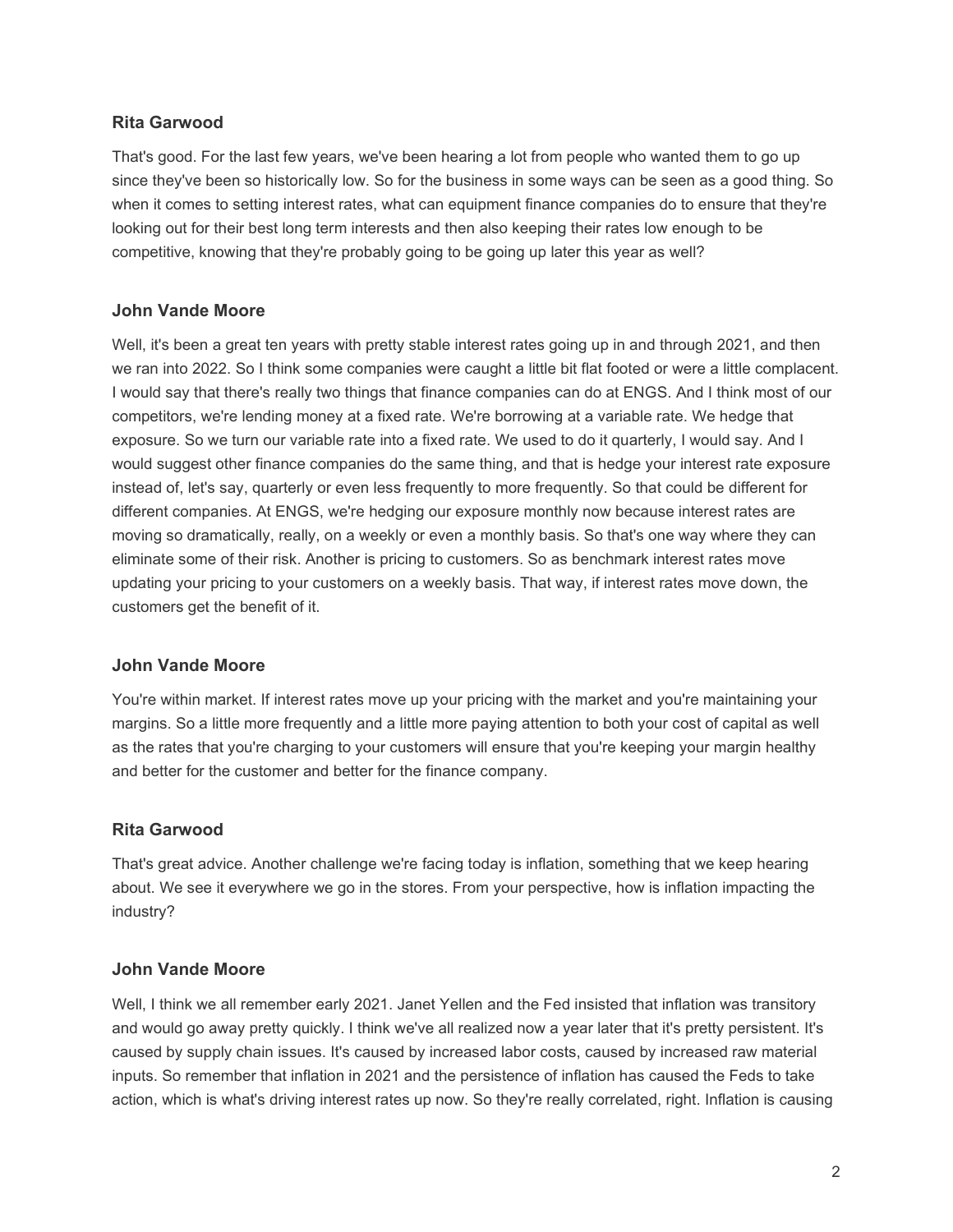### Rita Garwood

That's good. For the last few years, we've been hearing a lot from people who wanted them to go up since they've been so historically low. So for the business in some ways can be seen as a good thing. So when it comes to setting interest rates, what can equipment finance companies do to ensure that they're looking out for their best long term interests and then also keeping their rates low enough to be competitive, knowing that they're probably going to be going up later this year as well?

### John Vande Moore

Well, it's been a great ten years with pretty stable interest rates going up in and through 2021, and then we ran into 2022. So I think some companies were caught a little bit flat footed or were a little complacent. I would say that there's really two things that finance companies can do at ENGS. And I think most of our competitors, we're lending money at a fixed rate. We're borrowing at a variable rate. We hedge that exposure. So we turn our variable rate into a fixed rate. We used to do it quarterly, I would say. And I would suggest other finance companies do the same thing, and that is hedge your interest rate exposure instead of, let's say, quarterly or even less frequently to more frequently. So that could be different for different companies. At ENGS, we're hedging our exposure monthly now because interest rates are moving so dramatically, really, on a weekly or even a monthly basis. So that's one way where they can eliminate some of their risk. Another is pricing to customers. So as benchmark interest rates move updating your pricing to your customers on a weekly basis. That way, if interest rates move down, the customers get the benefit of it.

### John Vande Moore

You're within market. If interest rates move up your pricing with the market and you're maintaining your margins. So a little more frequently and a little more paying attention to both your cost of capital as well as the rates that you're charging to your customers will ensure that you're keeping your margin healthy and better for the customer and better for the finance company.

### Rita Garwood

That's great advice. Another challenge we're facing today is inflation, something that we keep hearing about. We see it everywhere we go in the stores. From your perspective, how is inflation impacting the industry?

### John Vande Moore

Well, I think we all remember early 2021. Janet Yellen and the Fed insisted that inflation was transitory and would go away pretty quickly. I think we've all realized now a year later that it's pretty persistent. It's caused by supply chain issues. It's caused by increased labor costs, caused by increased raw material inputs. So remember that inflation in 2021 and the persistence of inflation has caused the Feds to take action, which is what's driving interest rates up now. So they're really correlated, right. Inflation is causing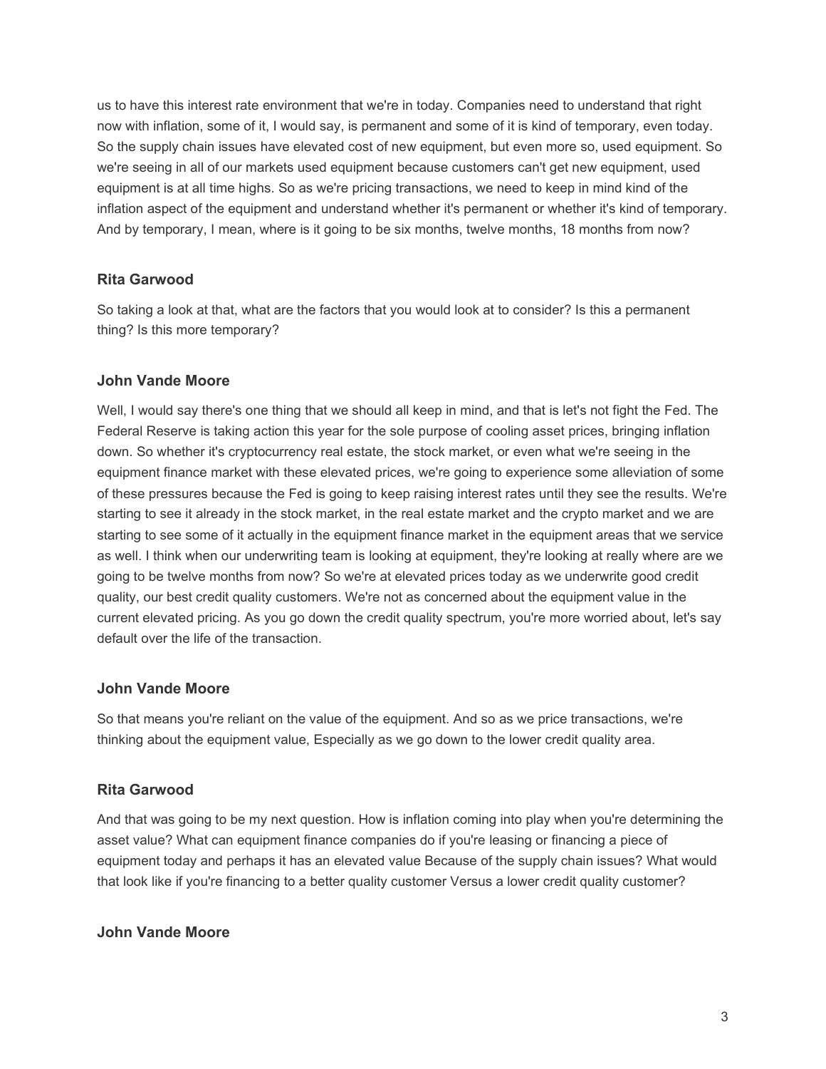us to have this interest rate environment that we're in today. Companies need to understand that right now with inflation, some of it, I would say, is permanent and some of it is kind of temporary, even today. So the supply chain issues have elevated cost of new equipment, but even more so, used equipment. So we're seeing in all of our markets used equipment because customers can't get new equipment, used equipment is at all time highs. So as we're pricing transactions, we need to keep in mind kind of the inflation aspect of the equipment and understand whether it's permanent or whether it's kind of temporary. And by temporary, I mean, where is it going to be six months, twelve months, 18 months from now?

**Rita Garwood**

So taking a look at that, what are the factors that you would look at to consider? Is this a permanent thing? Is this more temporary?

**John Vande Moore**

Well, I would say there's one thing that we should all keep in mind, and that is let's not fight the Fed. The Federal Reserve is taking action this year for the sole purpose of cooling asset prices, bringing inflation down. So whether it's cryptocurrency real estate, the stock market, or even what we're seeing in the equipment finance market with these elevated prices, we're going to experience some alleviation of some of these pressures because the Fed is going to keep raising interest rates until they see the results. We're starting to see it already in the stock market, in the real estate market and the crypto market and we are starting to see some of it actually in the equipment finance market in the equipment areas that we service as well. I think when our underwriting team is looking at equipment, they're looking at really where are we going to be twelve months from now? So we're at elevated prices today as we underwrite good credit quality, our best credit quality customers. We're not as concerned about the equipment value in the current elevated pricing. As you go down the credit quality spectrum, you're more worried about, let's say default over the life of the transaction.

**John Vande Moore**

So that means you're reliant on the value of the equipment. And so as we price transactions, we're thinking about the equipment value, Especially as we go down to the lower credit quality area.

**Rita Garwood**

And that was going to be my next question. How is inflation coming into play when you're determining the asset value? What can equipment finance companies do if you're leasing or financing a piece of equipment today and perhaps it has an elevated value Because of the supply chain issues? What would that look like if you're financing to a better quality customer Versus a lower credit quality customer?

**John Vande Moore**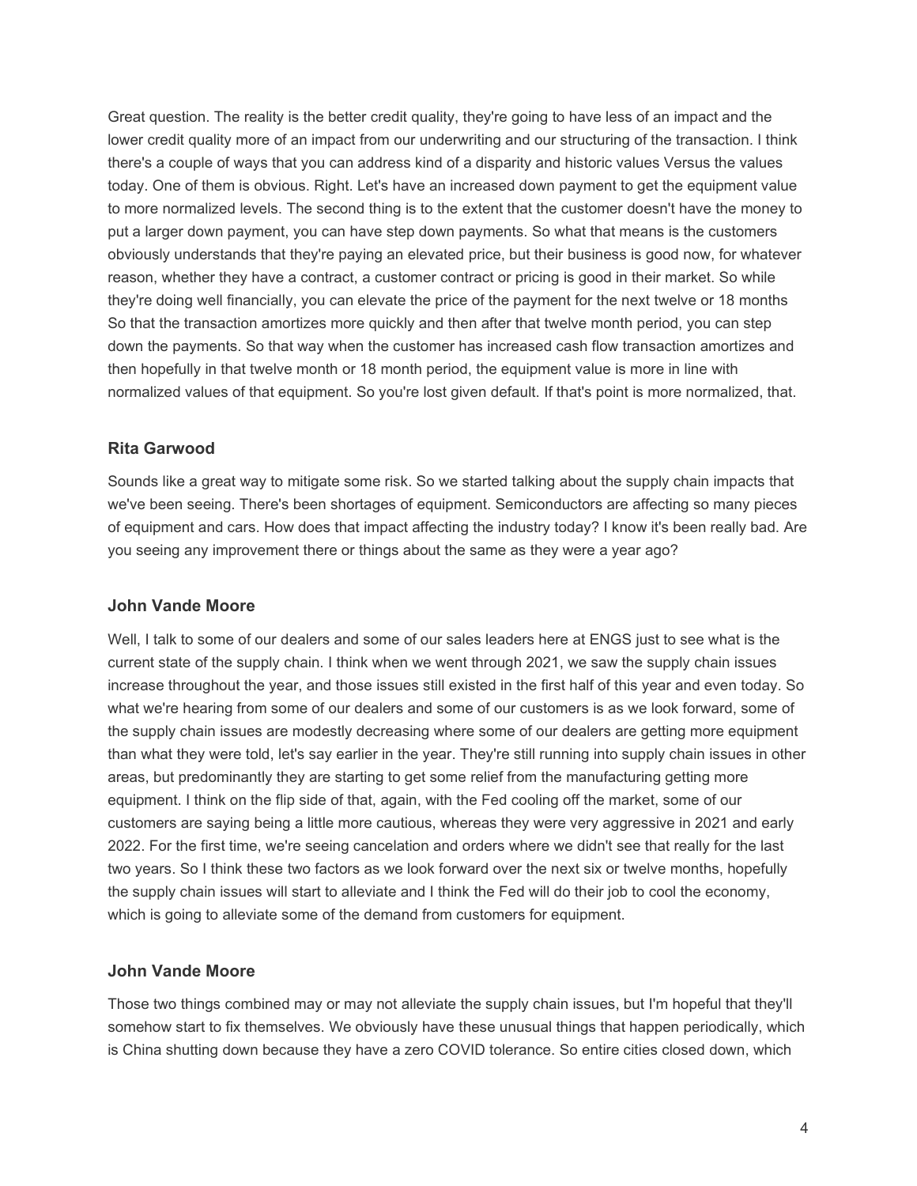Great question. The reality is the better credit quality, they're going to have less of an impact and the lower credit quality more of an impact from our underwriting and our structuring of the transaction. I think there's a couple of ways that you can address kind of a disparity and historic values Versus the values today. One of them is obvious. Right. Let's have an increased down payment to get the equipment value to more normalized levels. The second thing is to the extent that the customer doesn't have the money to put a larger down payment, you can have step down payments. So what that means is the customers obviously understands that they're paying an elevated price, but their business is good now, for whatever reason, whether they have a contract, a customer contract or pricing is good in their market. So while they're doing well financially, you can elevate the price of the payment for the next twelve or 18 months So that the transaction amortizes more quickly and then after that twelve month period, you can step down the payments. So that way when the customer has increased cash flow transaction amortizes and then hopefully in that twelve month or 18 month period, the equipment value is more in line with normalized values of that equipment. So you're lost given default. If that's point is more normalized, that.

### Rita Garwood

Sounds like a great way to mitigate some risk. So we started talking about the supply chain impacts that we've been seeing. There's been shortages of equipment. Semiconductors are affecting so many pieces of equipment and cars. How does that impact affecting the industry today? I know it's been really bad. Are you seeing any improvement there or things about the same as they were a year ago?

### John Vande Moore

Well, I talk to some of our dealers and some of our sales leaders here at ENGS just to see what is the current state of the supply chain. I think when we went through 2021, we saw the supply chain issues increase throughout the year, and those issues still existed in the first half of this year and even today. So what we're hearing from some of our dealers and some of our customers is as we look forward, some of the supply chain issues are modestly decreasing where some of our dealers are getting more equipment than what they were told, let's say earlier in the year. They're still running into supply chain issues in other areas, but predominantly they are starting to get some relief from the manufacturing getting more equipment. I think on the flip side of that, again, with the Fed cooling off the market, some of our customers are saying being a little more cautious, whereas they were very aggressive in 2021 and early 2022. For the first time, we're seeing cancelation and orders where we didn't see that really for the last two years. So I think these two factors as we look forward over the next six or twelve months, hopefully the supply chain issues will start to alleviate and I think the Fed will do their job to cool the economy, which is going to alleviate some of the demand from customers for equipment.

### John Vande Moore

Those two things combined may or may not alleviate the supply chain issues, but I'm hopeful that they'll somehow start to fix themselves. We obviously have these unusual things that happen periodically, which is China shutting down because they have a zero COVID tolerance. So entire cities closed down, which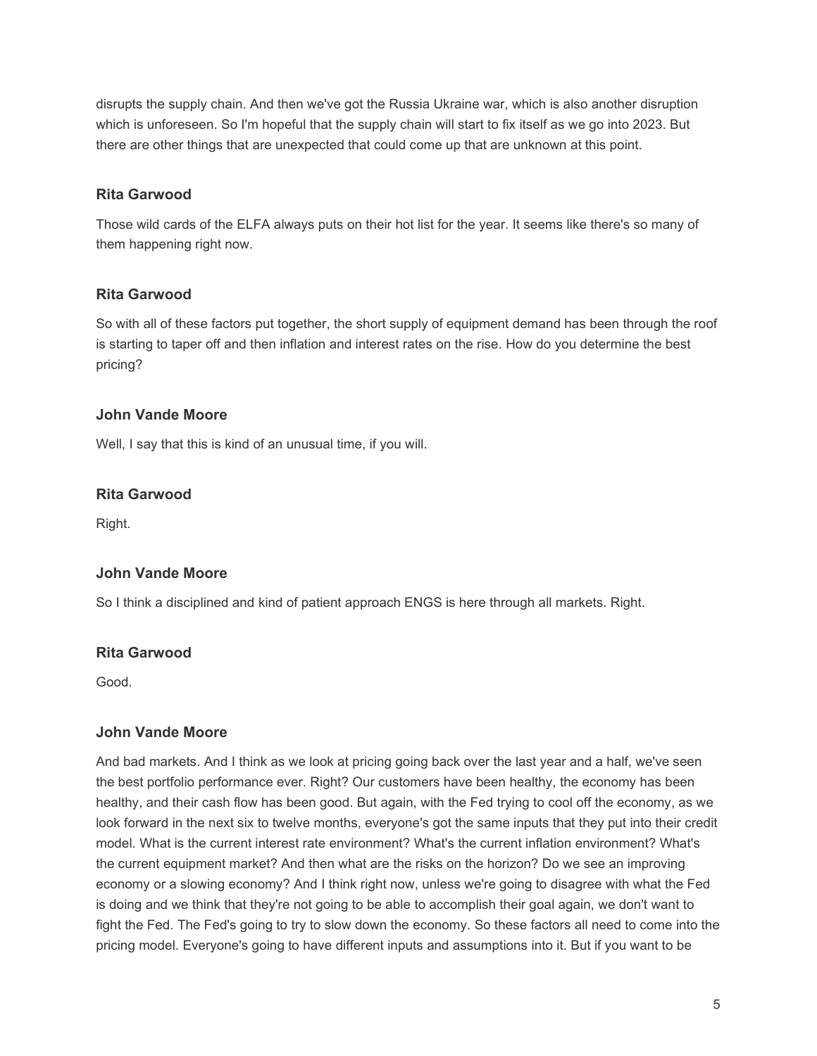disrupts the supply chain. And then we've got the Russia Ukraine war, which is also another disruption which is unforeseen. So I'm hopeful that the supply chain will start to fix itself as we go into 2023. But there are other things that are unexpected that could come up that are unknown at this point.

**Rita Garwood**

Those wild cards of the ELFA always puts on their hot list for the year. It seems like there's so many of them happening right now.

**Rita Garwood**

So with all of these factors put together, the short supply of equipment demand has been through the roof is starting to taper off and then inflation and interest rates on the rise. How do you determine the best pricing?

**John Vande Moore**

Well, I say that this is kind of an unusual time, if you will.

**Rita Garwood**

Right.

**John Vande Moore**

So I think a disciplined and kind of patient approach ENGS is here through all markets. Right.

**Rita Garwood**

Good.

**John Vande Moore**

And bad markets. And I think as we look at pricing going back over the last year and a half, we've seen the best portfolio performance ever. Right? Our customers have been healthy, the economy has been healthy, and their cash flow has been good. But again, with the Fed trying to cool off the economy, as we look forward in the next six to twelve months, everyone's got the same inputs that they put into their credit model. What is the current interest rate environment? What's the current inflation environment? What's the current equipment market? And then what are the risks on the horizon? Do we see an improving economy or a slowing economy? And I think right now, unless we're going to disagree with what the Fed is doing and we think that they're not going to be able to accomplish their goal again, we don't want to fight the Fed. The Fed's going to try to slow down the economy. So these factors all need to come into the pricing model. Everyone's going to have different inputs and assumptions into it. But if you want to be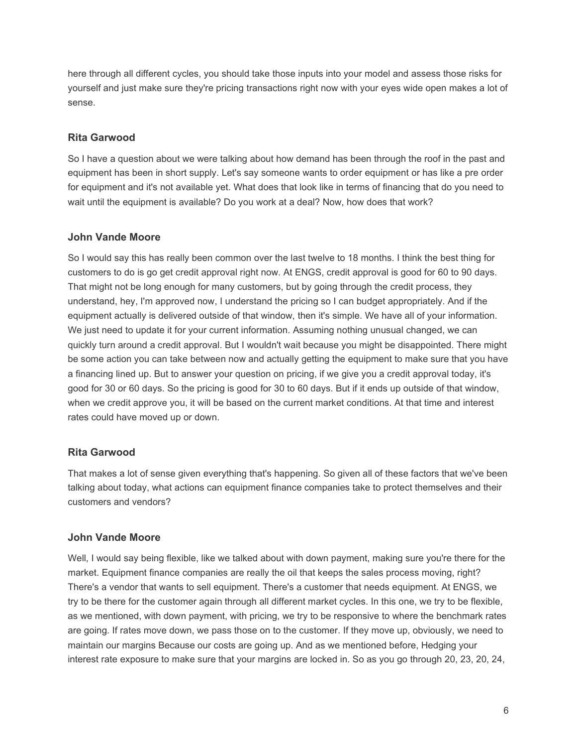here through all different cycles, you should take those inputs into your model and assess those risks for yourself and just make sure they're pricing transactions right now with your eyes wide open makes a lot of sense.

**Rita Garwood**

So I have a question about we were talking about how demand has been through the roof in the past and equipment has been in short supply. Let's say someone wants to order equipment or has like a pre order for equipment and it's not available yet. What does that look like in terms of financing that do you need to wait until the equipment is available? Do you work at a deal? Now, how does that work?

**John Vande Moore**

So I would say this has really been common over the last twelve to 18 months. I think the best thing for customers to do is go get credit approval right now. At ENGS, credit approval is good for 60 to 90 days. That might not be long enough for many customers, but by going through the credit process, they understand, hey, I'm approved now, I understand the pricing so I can budget appropriately. And if the equipment actually is delivered outside of that window, then it's simple. We have all of your information. We just need to update it for your current information. Assuming nothing unusual changed, we can quickly turn around a credit approval. But I wouldn't wait because you might be disappointed. There might be some action you can take between now and actually getting the equipment to make sure that you have a financing lined up. But to answer your question on pricing, if we give you a credit approval today, it's good for 30 or 60 days. So the pricing is good for 30 to 60 days. But if it ends up outside of that window, when we credit approve you, it will be based on the current market conditions. At that time and interest rates could have moved up or down.

**Rita Garwood**

That makes a lot of sense given everything that's happening. So given all of these factors that we've been talking about today, what actions can equipment finance companies take to protect themselves and their customers and vendors?

**John Vande Moore**

Well, I would say being flexible, like we talked about with down payment, making sure you're there for the market. Equipment finance companies are really the oil that keeps the sales process moving, right? There's a vendor that wants to sell equipment. There's a customer that needs equipment. At ENGS, we try to be there for the customer again through all different market cycles. In this one, we try to be flexible, as we mentioned, with down payment, with pricing, we try to be responsive to where the benchmark rates are going. If rates move down, we pass those on to the customer. If they move up, obviously, we need to maintain our margins Because our costs are going up. And as we mentioned before, Hedging your interest rate exposure to make sure that your margins are locked in. So as you go through 20, 23, 20, 24,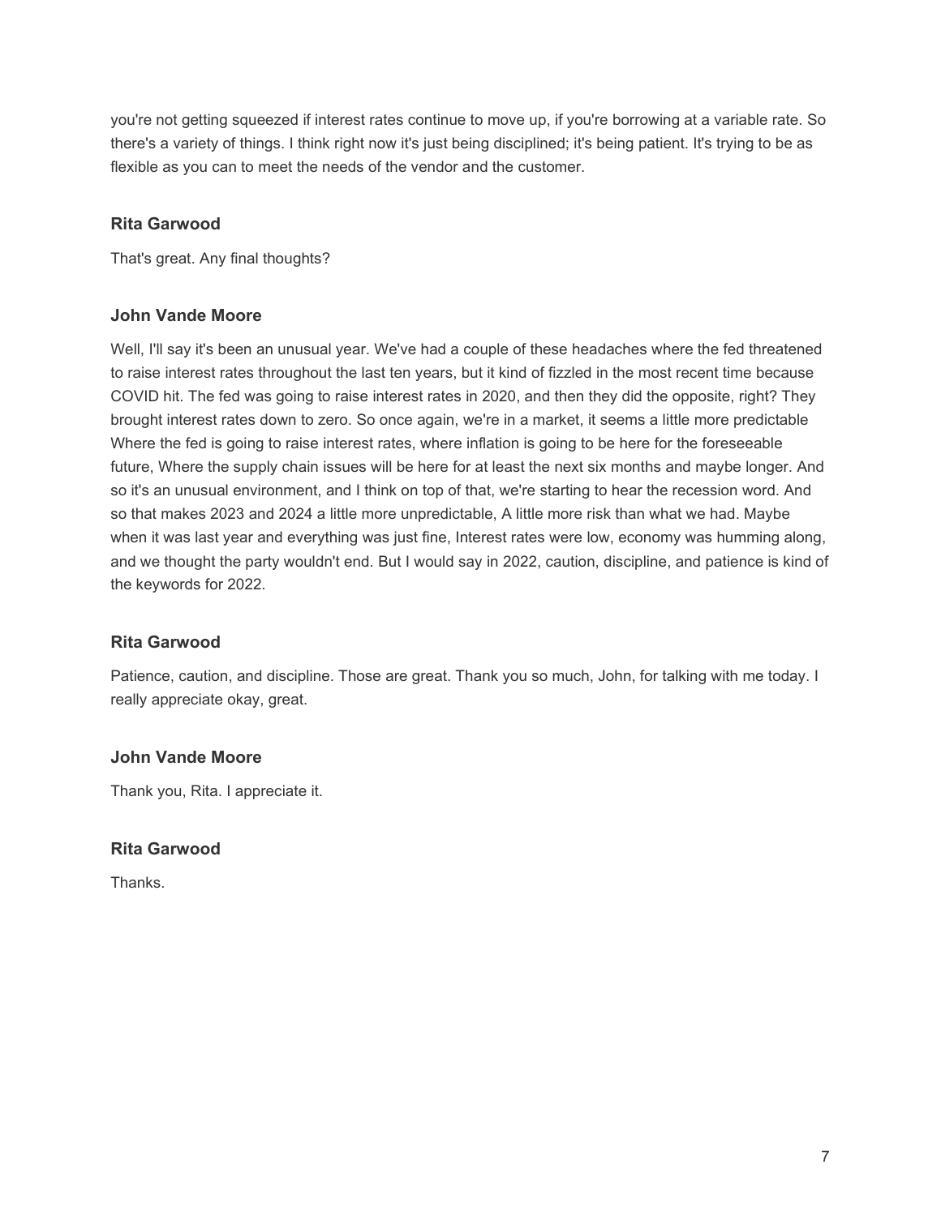you're not getting squeezed if interest rates continue to move up, if you're borrowing at a variable rate. So there's a variety of things. I think right now it's just being disciplined; it's being patient. It's trying to be as flexible as you can to meet the needs of the vendor and the customer.

**Rita Garwood**

That's great. Any final thoughts?

**John Vande Moore**

Well, I'll say it's been an unusual year. We've had a couple of these headaches where the fed threatened to raise interest rates throughout the last ten years, but it kind of fizzled in the most recent time because COVID hit. The fed was going to raise interest rates in 2020, and then they did the opposite, right? They brought interest rates down to zero. So once again, we're in a market, it seems a little more predictable Where the fed is going to raise interest rates, where inflation is going to be here for the foreseeable future, Where the supply chain issues will be here for at least the next six months and maybe longer. And so it's an unusual environment, and I think on top of that, we're starting to hear the recession word. And so that makes 2023 and 2024 a little more unpredictable, A little more risk than what we had. Maybe when it was last year and everything was just fine, Interest rates were low, economy was humming along, and we thought the party wouldn't end. But I would say in 2022, caution, discipline, and patience is kind of the keywords for 2022.

**Rita Garwood**

Patience, caution, and discipline. Those are great. Thank you so much, John, for talking with me today. I really appreciate okay, great.

**John Vande Moore**

Thank you, Rita. I appreciate it.

**Rita Garwood**

Thanks.